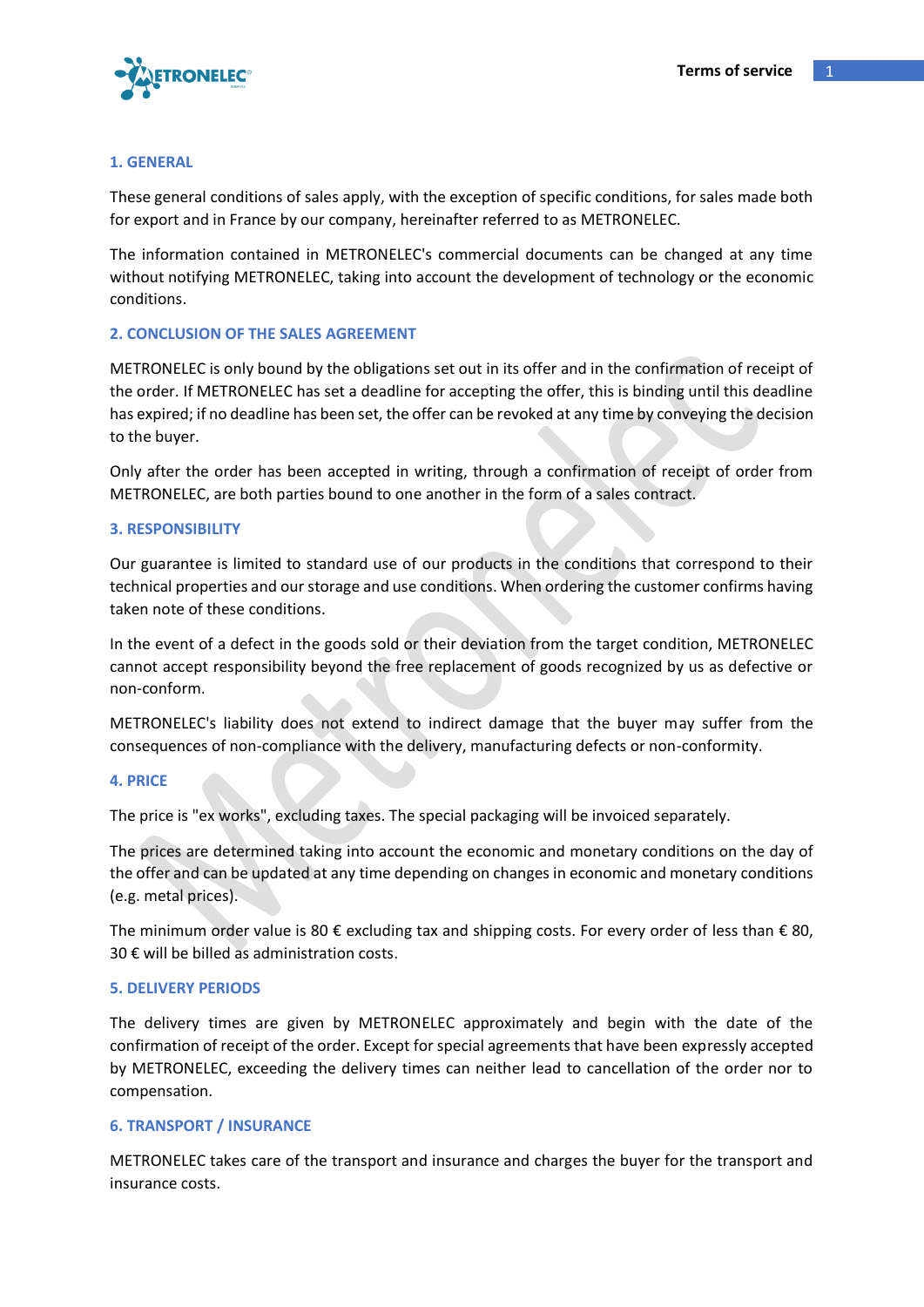## 1. GENERAL

These general conditions of sales apply, with the exception of specific conditions, for sales made both for export and in France by our company, hereinafter referred to as METRONELEC.

The information contained in METRONELEC's commercial documents can be changed at any time without notifying METRONELEC, taking into account the development of technology or the economic conditions.

## 2. CONCLUSION OF THE SALES AGREEMENT

METRONELEC is only bound by the obligations set out in its offer and in the confirmation of receipt of the order. If METRONELEC has set a deadline for accepting the offer, this is binding until this deadline has expired; if no deadline has been set, the offer can be revoked at any time by conveying the decision to the buyer.

Only after the order has been accepted in writing, through a confirmation of receipt of order from METRONELEC, are both parties bound to one another in the form of a sales contract.

## 3. RESPONSIBILITY

Our guarantee is limited to standard use of our products in the conditions that correspond to their technical properties and our storage and use conditions. When ordering the customer confirms having taken note of these conditions.

In the event of a defect in the goods sold or their deviation from the target condition, METRONELEC cannot accept responsibility beyond the free replacement of goods recognized by us as defective or non-conform.

METRONELEC's liability does not extend to indirect damage that the buyer may suffer from the consequences of non-compliance with the delivery, manufacturing defects or non-conformity.

## 4. PRICE

The price is "ex works", excluding taxes. The special packaging will be invoiced separately.

The prices are determined taking into account the economic and monetary conditions on the day of the offer and can be updated at any time depending on changes in economic and monetary conditions (e.g. metal prices).

The minimum order value is 80 € excluding tax and shipping costs. For every order of less than € 80, 30 € will be billed as administration costs.

## 5. DELIVERY PERIODS

The delivery times are given by METRONELEC approximately and begin with the date of the confirmation of receipt of the order. Except for special agreements that have been expressly accepted by METRONELEC, exceeding the delivery times can neither lead to cancellation of the order nor to compensation.

## 6. TRANSPORT / INSURANCE

METRONELEC takes care of the transport and insurance and charges the buyer for the transport and insurance costs.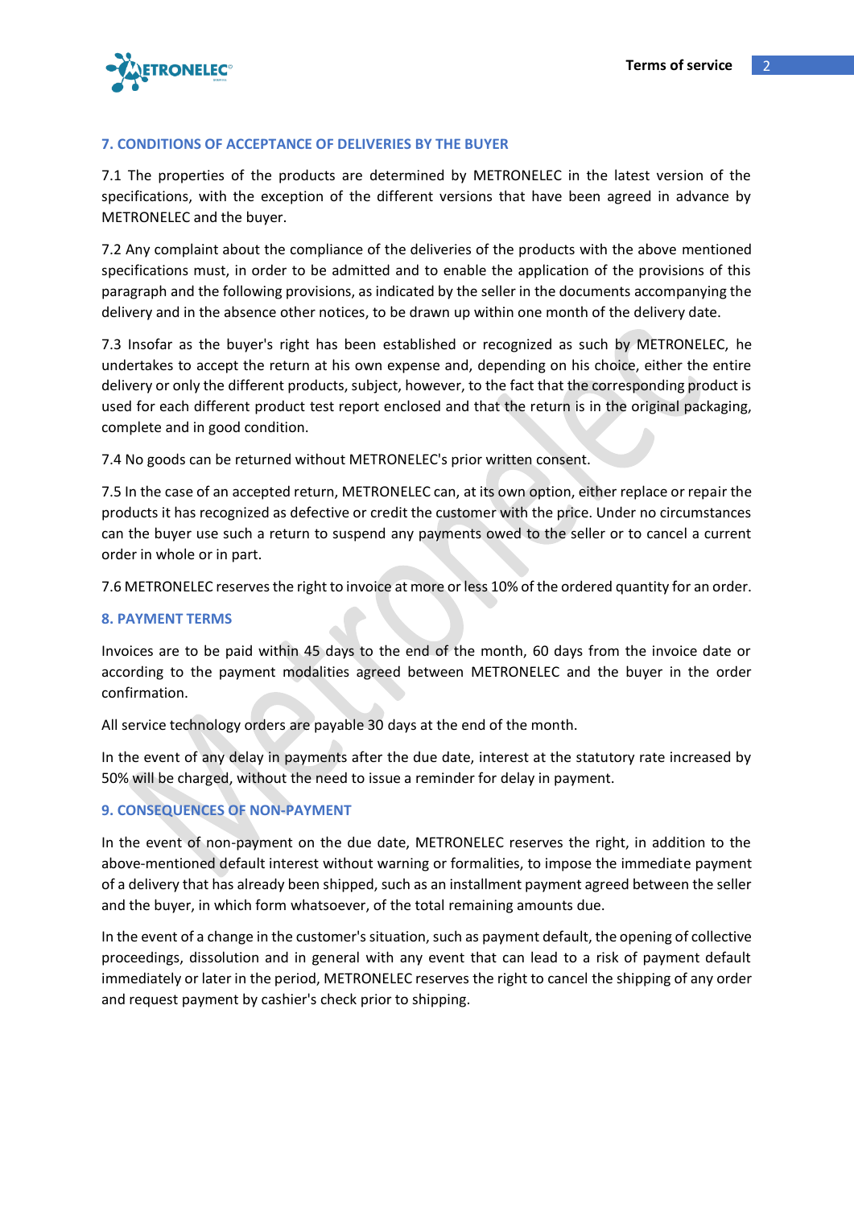## 7. CONDITIONS OF ACCEPTANCE OF DELIVERIES BY THE BUYER

7.1 The properties of the products are determined by METRONELEC in the latest version of the specifications, with the exception of the different versions that have been agreed in advance by METRONELEC and the buyer.

7.2 Any complaint about the compliance of the deliveries of the products with the above mentioned specifications must, in order to be admitted and to enable the application of the provisions of this paragraph and the following provisions, as indicated by the seller in the documents accompanying the delivery and in the absence other notices, to be drawn up within one month of the delivery date.

7.3 Insofar as the buyer's right has been established or recognized as such by METRONELEC, he undertakes to accept the return at his own expense and, depending on his choice, either the entire delivery or only the different products, subject, however, to the fact that the corresponding product is used for each different product test report enclosed and that the return is in the original packaging, complete and in good condition.

7.4 No goods can be returned without METRONELEC's prior written consent.

7.5 In the case of an accepted return, METRONELEC can, at its own option, either replace or repair the products it has recognized as defective or credit the customer with the price. Under no circumstances can the buyer use such a return to suspend any payments owed to the seller or to cancel a current order in whole or in part.

7.6 METRONELEC reserves the right to invoice at more or less 10% of the ordered quantity for an order.

## 8. PAYMENT TERMS

Invoices are to be paid within 45 days to the end of the month, 60 days from the invoice date or according to the payment modalities agreed between METRONELEC and the buyer in the order confirmation.

All service technology orders are payable 30 days at the end of the month.

In the event of any delay in payments after the due date, interest at the statutory rate increased by 50% will be charged, without the need to issue a reminder for delay in payment.

## 9. CONSEQUENCES OF NON-PAYMENT

In the event of non-payment on the due date, METRONELEC reserves the right, in addition to the above-mentioned default interest without warning or formalities, to impose the immediate payment of a delivery that has already been shipped, such as an installment payment agreed between the seller and the buyer, in which form whatsoever, of the total remaining amounts due.

In the event of a change in the customer's situation, such as payment default, the opening of collective proceedings, dissolution and in general with any event that can lead to a risk of payment default immediately or later in the period, METRONELEC reserves the right to cancel the shipping of any order and request payment by cashier's check prior to shipping.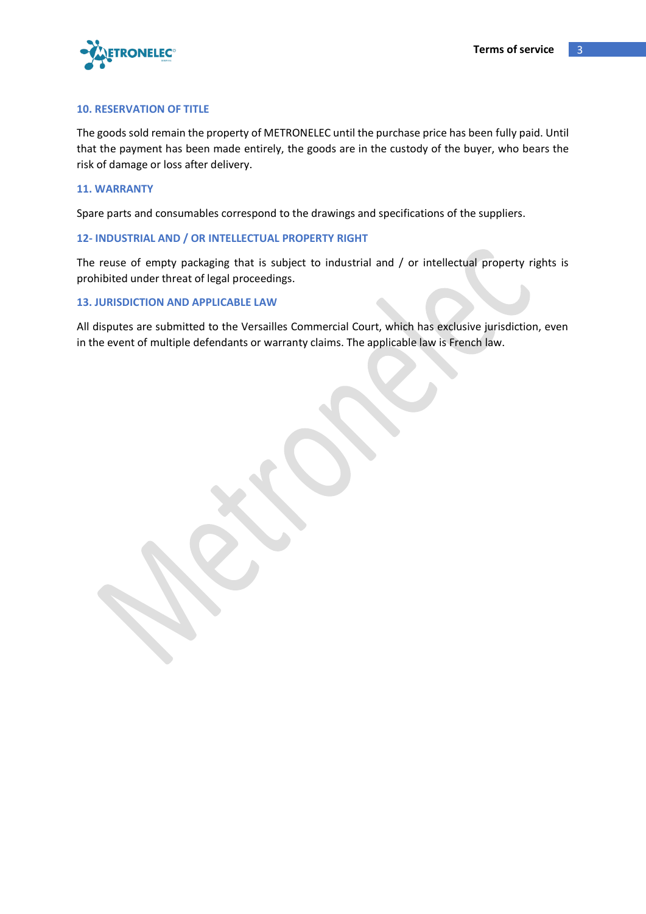## 10. RESERVATION OF TITLE

The goods sold remain the property of METRONELEC until the purchase price has been fully paid. Until that the payment has been made entirely, the goods are in the custody of the buyer, who bears the risk of damage or loss after delivery.

## 11. WARRANTY

Spare parts and consumables correspond to the drawings and specifications of the suppliers.

## 12- INDUSTRIAL AND / OR INTELLECTUAL PROPERTY RIGHT

The reuse of empty packaging that is subject to industrial and / or intellectual property rights is prohibited under threat of legal proceedings.

## 13. JURISDICTION AND APPLICABLE LAW

All disputes are submitted to the Versailles Commercial Court, which has exclusive jurisdiction, even in the event of multiple defendants or warranty claims. The applicable law is French law.